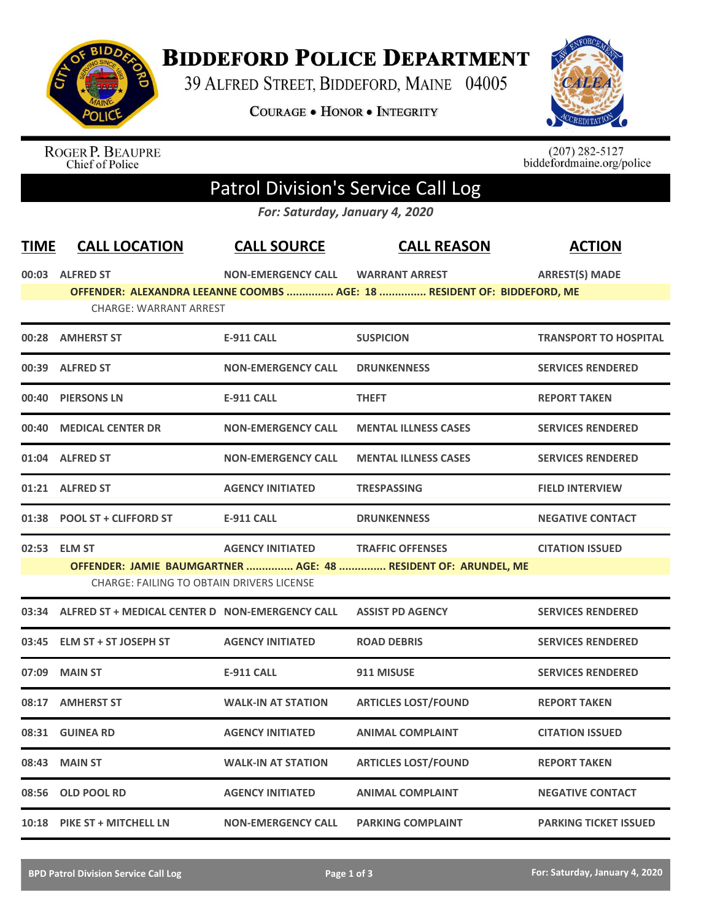# Biddeford Police Department

39 Alfred Street, Biddeford, Maine 04005

Courage • Honor • Integrity

Roger P. Beaupre
Chief of Police

(207) 282-5127
biddefordmaine.org/police

## Patrol Division's Service Call Log

*For: Saturday, January 4, 2020*

| TIME | CALL LOCATION | CALL SOURCE | CALL REASON | ACTION |
|---|---|---|---|---|
| 00:03 | ALFRED ST | NON-EMERGENCY CALL | WARRANT ARREST | ARREST(S) MADE |
| | OFFENDER: ALEXANDRA LEEANNE COOMBS ............... AGE: 18 ............... RESIDENT OF: BIDDEFORD, ME | | | |
| | CHARGE: WARRANT ARREST | | | |
| 00:28 | AMHERST ST | E-911 CALL | SUSPICION | TRANSPORT TO HOSPITAL |
| 00:39 | ALFRED ST | NON-EMERGENCY CALL | DRUNKENNESS | SERVICES RENDERED |
| 00:40 | PIERSONS LN | E-911 CALL | THEFT | REPORT TAKEN |
| 00:40 | MEDICAL CENTER DR | NON-EMERGENCY CALL | MENTAL ILLNESS CASES | SERVICES RENDERED |
| 01:04 | ALFRED ST | NON-EMERGENCY CALL | MENTAL ILLNESS CASES | SERVICES RENDERED |
| 01:21 | ALFRED ST | AGENCY INITIATED | TRESPASSING | FIELD INTERVIEW |
| 01:38 | POOL ST + CLIFFORD ST | E-911 CALL | DRUNKENNESS | NEGATIVE CONTACT |
| 02:53 | ELM ST | AGENCY INITIATED | TRAFFIC OFFENSES | CITATION ISSUED |
| | OFFENDER: JAMIE BAUMGARTNER ............... AGE: 48 ............... RESIDENT OF: ARUNDEL, ME | | | |
| | CHARGE: FAILING TO OBTAIN DRIVERS LICENSE | | | |
| 03:34 | ALFRED ST + MEDICAL CENTER D | NON-EMERGENCY CALL | ASSIST PD AGENCY | SERVICES RENDERED |
| 03:45 | ELM ST + ST JOSEPH ST | AGENCY INITIATED | ROAD DEBRIS | SERVICES RENDERED |
| 07:09 | MAIN ST | E-911 CALL | 911 MISUSE | SERVICES RENDERED |
| 08:17 | AMHERST ST | WALK-IN AT STATION | ARTICLES LOST/FOUND | REPORT TAKEN |
| 08:31 | GUINEA RD | AGENCY INITIATED | ANIMAL COMPLAINT | CITATION ISSUED |
| 08:43 | MAIN ST | WALK-IN AT STATION | ARTICLES LOST/FOUND | REPORT TAKEN |
| 08:56 | OLD POOL RD | AGENCY INITIATED | ANIMAL COMPLAINT | NEGATIVE CONTACT |
| 10:18 | PIKE ST + MITCHELL LN | NON-EMERGENCY CALL | PARKING COMPLAINT | PARKING TICKET ISSUED |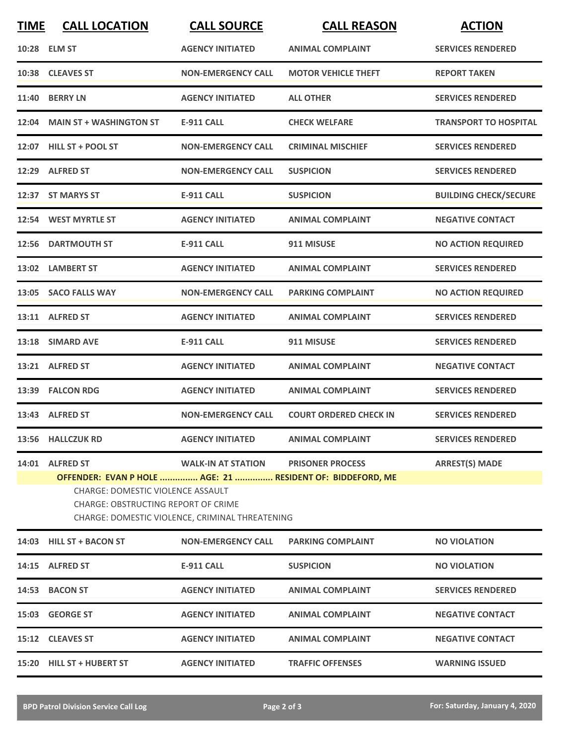| TIME | CALL LOCATION | CALL SOURCE | CALL REASON | ACTION |
|---|---|---|---|---|
| 10:28 | ELM ST | AGENCY INITIATED | ANIMAL COMPLAINT | SERVICES RENDERED |
| 10:38 | CLEAVES ST | NON-EMERGENCY CALL | MOTOR VEHICLE THEFT | REPORT TAKEN |
| 11:40 | BERRY LN | AGENCY INITIATED | ALL OTHER | SERVICES RENDERED |
| 12:04 | MAIN ST + WASHINGTON ST | E-911 CALL | CHECK WELFARE | TRANSPORT TO HOSPITAL |
| 12:07 | HILL ST + POOL ST | NON-EMERGENCY CALL | CRIMINAL MISCHIEF | SERVICES RENDERED |
| 12:29 | ALFRED ST | NON-EMERGENCY CALL | SUSPICION | SERVICES RENDERED |
| 12:37 | ST MARYS ST | E-911 CALL | SUSPICION | BUILDING CHECK/SECURE |
| 12:54 | WEST MYRTLE ST | AGENCY INITIATED | ANIMAL COMPLAINT | NEGATIVE CONTACT |
| 12:56 | DARTMOUTH ST | E-911 CALL | 911 MISUSE | NO ACTION REQUIRED |
| 13:02 | LAMBERT ST | AGENCY INITIATED | ANIMAL COMPLAINT | SERVICES RENDERED |
| 13:05 | SACO FALLS WAY | NON-EMERGENCY CALL | PARKING COMPLAINT | NO ACTION REQUIRED |
| 13:11 | ALFRED ST | AGENCY INITIATED | ANIMAL COMPLAINT | SERVICES RENDERED |
| 13:18 | SIMARD AVE | E-911 CALL | 911 MISUSE | SERVICES RENDERED |
| 13:21 | ALFRED ST | AGENCY INITIATED | ANIMAL COMPLAINT | NEGATIVE CONTACT |
| 13:39 | FALCON RDG | AGENCY INITIATED | ANIMAL COMPLAINT | SERVICES RENDERED |
| 13:43 | ALFRED ST | NON-EMERGENCY CALL | COURT ORDERED CHECK IN | SERVICES RENDERED |
| 13:56 | HALLCZUK RD | AGENCY INITIATED | ANIMAL COMPLAINT | SERVICES RENDERED |
| 14:01 | ALFRED ST | WALK-IN AT STATION | PRISONER PROCESS | ARREST(S) MADE |

**OFFENDER: EVAN P HOLE ............... AGE: 21 ............... RESIDENT OF: BIDDEFORD, ME**

CHARGE: DOMESTIC VIOLENCE ASSAULT
CHARGE: OBSTRUCTING REPORT OF CRIME
CHARGE: DOMESTIC VIOLENCE, CRIMINAL THREATENING

| TIME | CALL LOCATION | CALL SOURCE | CALL REASON | ACTION |
|---|---|---|---|---|
| 14:03 | HILL ST + BACON ST | NON-EMERGENCY CALL | PARKING COMPLAINT | NO VIOLATION |
| 14:15 | ALFRED ST | E-911 CALL | SUSPICION | NO VIOLATION |
| 14:53 | BACON ST | AGENCY INITIATED | ANIMAL COMPLAINT | SERVICES RENDERED |
| 15:03 | GEORGE ST | AGENCY INITIATED | ANIMAL COMPLAINT | NEGATIVE CONTACT |
| 15:12 | CLEAVES ST | AGENCY INITIATED | ANIMAL COMPLAINT | NEGATIVE CONTACT |
| 15:20 | HILL ST + HUBERT ST | AGENCY INITIATED | TRAFFIC OFFENSES | WARNING ISSUED |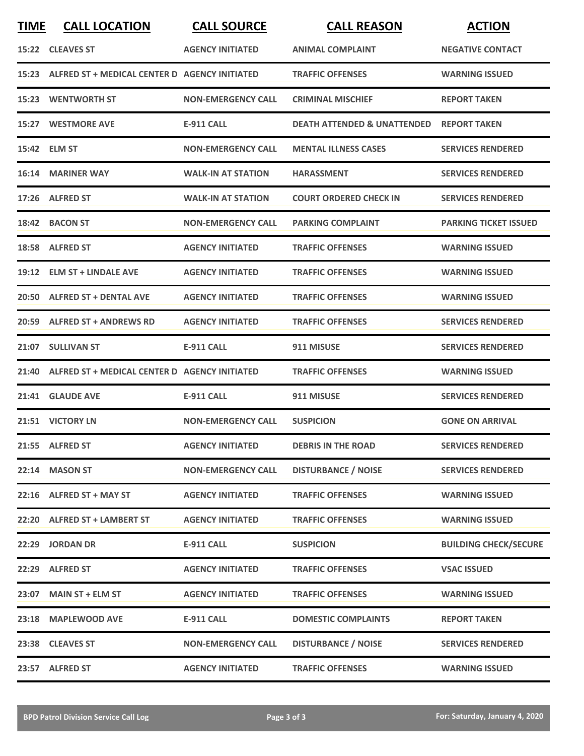| TIME | CALL LOCATION | CALL SOURCE | CALL REASON | ACTION |
|---|---|---|---|---|
| 15:22 | CLEAVES ST | AGENCY INITIATED | ANIMAL COMPLAINT | NEGATIVE CONTACT |
| 15:23 | ALFRED ST + MEDICAL CENTER D | AGENCY INITIATED | TRAFFIC OFFENSES | WARNING ISSUED |
| 15:23 | WENTWORTH ST | NON-EMERGENCY CALL | CRIMINAL MISCHIEF | REPORT TAKEN |
| 15:27 | WESTMORE AVE | E-911 CALL | DEATH ATTENDED & UNATTENDED | REPORT TAKEN |
| 15:42 | ELM ST | NON-EMERGENCY CALL | MENTAL ILLNESS CASES | SERVICES RENDERED |
| 16:14 | MARINER WAY | WALK-IN AT STATION | HARASSMENT | SERVICES RENDERED |
| 17:26 | ALFRED ST | WALK-IN AT STATION | COURT ORDERED CHECK IN | SERVICES RENDERED |
| 18:42 | BACON ST | NON-EMERGENCY CALL | PARKING COMPLAINT | PARKING TICKET ISSUED |
| 18:58 | ALFRED ST | AGENCY INITIATED | TRAFFIC OFFENSES | WARNING ISSUED |
| 19:12 | ELM ST + LINDALE AVE | AGENCY INITIATED | TRAFFIC OFFENSES | WARNING ISSUED |
| 20:50 | ALFRED ST + DENTAL AVE | AGENCY INITIATED | TRAFFIC OFFENSES | WARNING ISSUED |
| 20:59 | ALFRED ST + ANDREWS RD | AGENCY INITIATED | TRAFFIC OFFENSES | SERVICES RENDERED |
| 21:07 | SULLIVAN ST | E-911 CALL | 911 MISUSE | SERVICES RENDERED |
| 21:40 | ALFRED ST + MEDICAL CENTER D | AGENCY INITIATED | TRAFFIC OFFENSES | WARNING ISSUED |
| 21:41 | GLAUDE AVE | E-911 CALL | 911 MISUSE | SERVICES RENDERED |
| 21:51 | VICTORY LN | NON-EMERGENCY CALL | SUSPICION | GONE ON ARRIVAL |
| 21:55 | ALFRED ST | AGENCY INITIATED | DEBRIS IN THE ROAD | SERVICES RENDERED |
| 22:14 | MASON ST | NON-EMERGENCY CALL | DISTURBANCE / NOISE | SERVICES RENDERED |
| 22:16 | ALFRED ST + MAY ST | AGENCY INITIATED | TRAFFIC OFFENSES | WARNING ISSUED |
| 22:20 | ALFRED ST + LAMBERT ST | AGENCY INITIATED | TRAFFIC OFFENSES | WARNING ISSUED |
| 22:29 | JORDAN DR | E-911 CALL | SUSPICION | BUILDING CHECK/SECURE |
| 22:29 | ALFRED ST | AGENCY INITIATED | TRAFFIC OFFENSES | VSAC ISSUED |
| 23:07 | MAIN ST + ELM ST | AGENCY INITIATED | TRAFFIC OFFENSES | WARNING ISSUED |
| 23:18 | MAPLEWOOD AVE | E-911 CALL | DOMESTIC COMPLAINTS | REPORT TAKEN |
| 23:38 | CLEAVES ST | NON-EMERGENCY CALL | DISTURBANCE / NOISE | SERVICES RENDERED |
| 23:57 | ALFRED ST | AGENCY INITIATED | TRAFFIC OFFENSES | WARNING ISSUED |